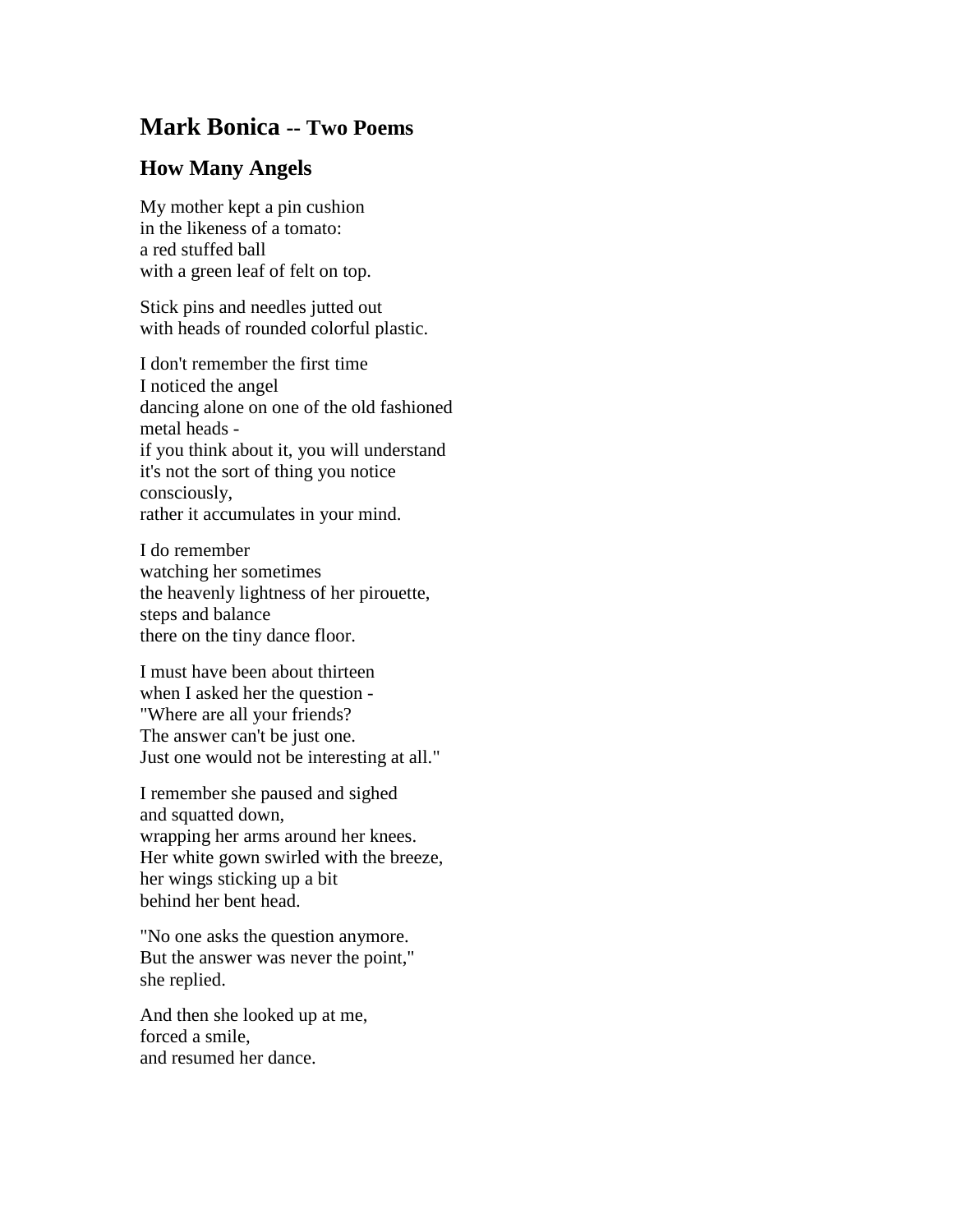# Mark Bonica -- Two Poems

## How Many Angels

My mother kept a pin cushion  
in the likeness of a tomato:  
a red stuffed ball  
with a green leaf of felt on top.

Stick pins and needles jutted out  
with heads of rounded colorful plastic.

I don't remember the first time  
I noticed the angel  
dancing alone on one of the old fashioned  
metal heads -  
if you think about it, you will understand  
it's not the sort of thing you notice  
consciously,  
rather it accumulates in your mind.

I do remember  
watching her sometimes  
the heavenly lightness of her pirouette,  
steps and balance  
there on the tiny dance floor.

I must have been about thirteen  
when I asked her the question -  
"Where are all your friends?  
The answer can't be just one.  
Just one would not be interesting at all."

I remember she paused and sighed  
and squatted down,  
wrapping her arms around her knees.  
Her white gown swirled with the breeze,  
her wings sticking up a bit  
behind her bent head.

"No one asks the question anymore.  
But the answer was never the point,"  
she replied.

And then she looked up at me,  
forced a smile,  
and resumed her dance.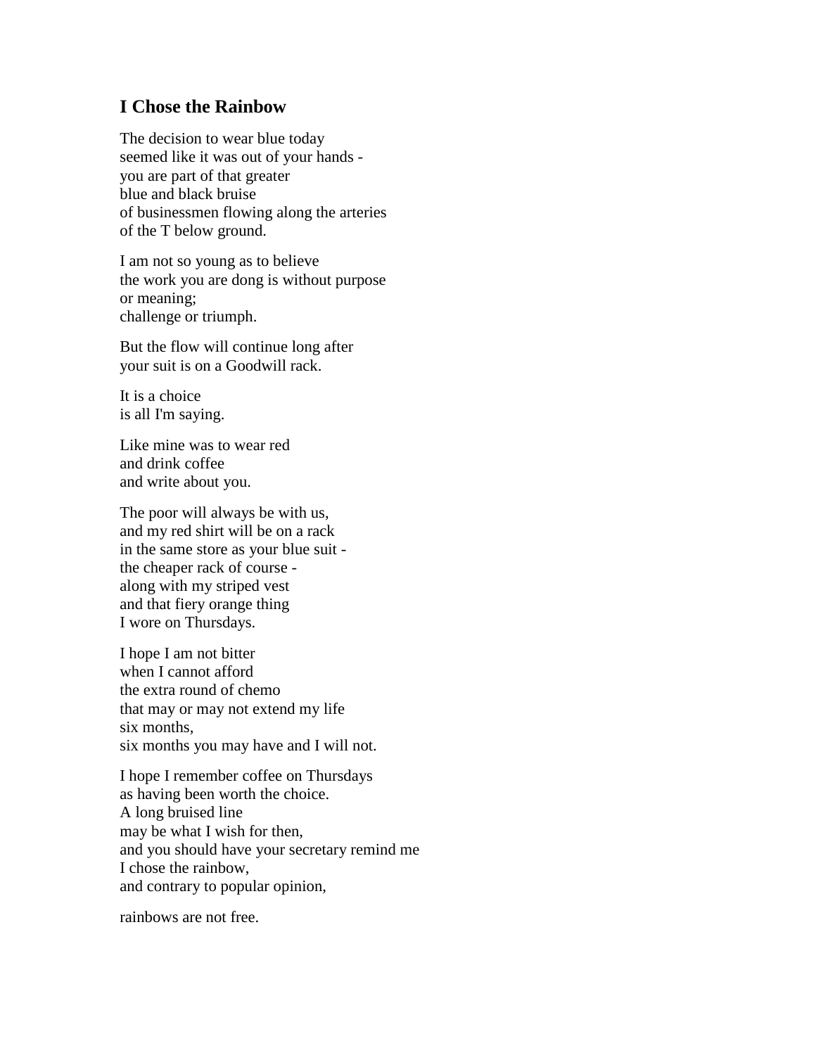## I Chose the Rainbow

The decision to wear blue today  
seemed like it was out of your hands -  
you are part of that greater  
blue and black bruise  
of businessmen flowing along the arteries  
of the T below ground.

I am not so young as to believe  
the work you are dong is without purpose  
or meaning;  
challenge or triumph.

But the flow will continue long after  
your suit is on a Goodwill rack.

It is a choice  
is all I'm saying.

Like mine was to wear red  
and drink coffee  
and write about you.

The poor will always be with us,  
and my red shirt will be on a rack  
in the same store as your blue suit -  
the cheaper rack of course -  
along with my striped vest  
and that fiery orange thing  
I wore on Thursdays.

I hope I am not bitter  
when I cannot afford  
the extra round of chemo  
that may or may not extend my life  
six months,  
six months you may have and I will not.

I hope I remember coffee on Thursdays  
as having been worth the choice.  
A long bruised line  
may be what I wish for then,  
and you should have your secretary remind me  
I chose the rainbow,  
and contrary to popular opinion,

rainbows are not free.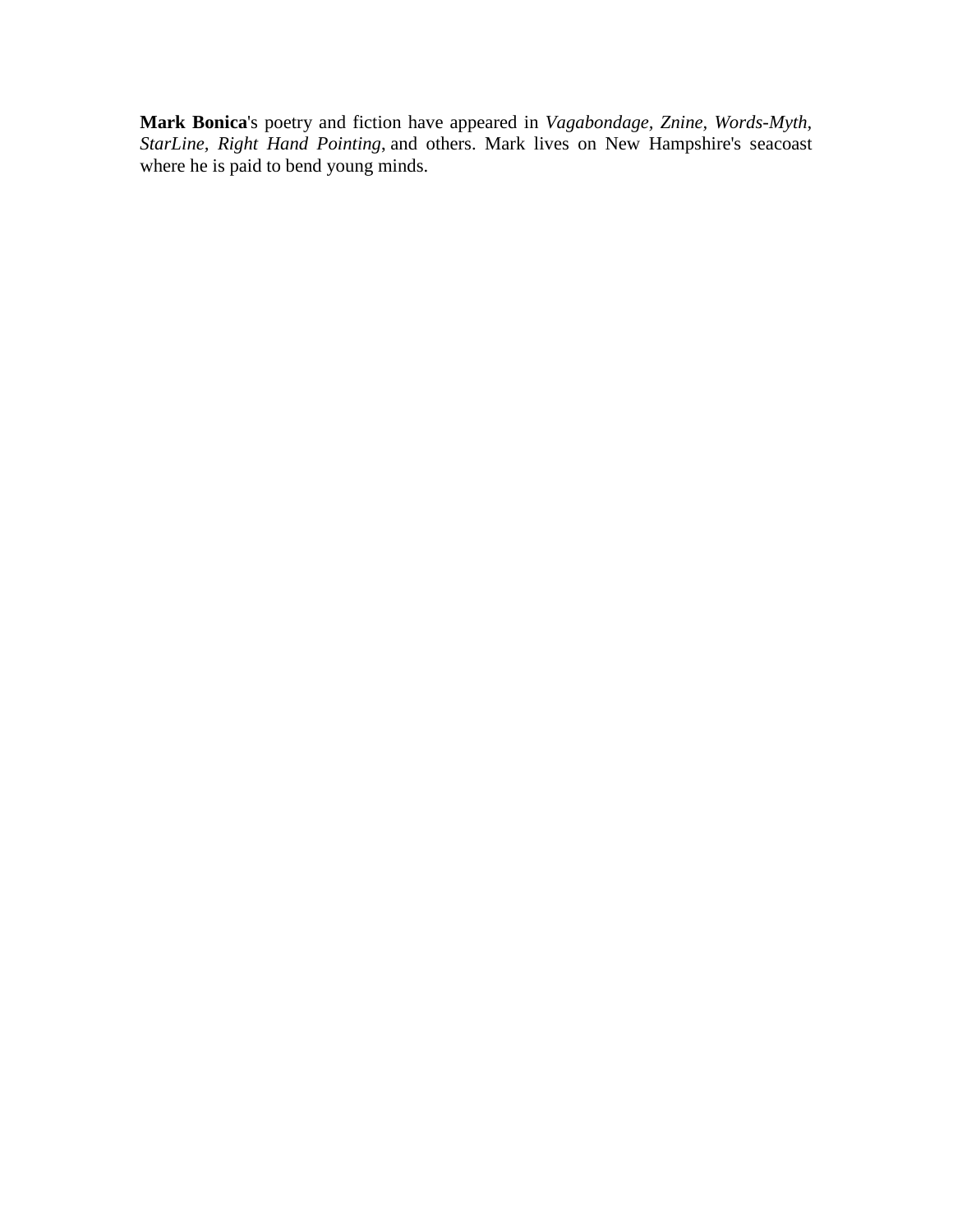**Mark Bonica**'s poetry and fiction have appeared in *Vagabondage, Znine*, *Words-Myth, StarLine*, *Right Hand Pointing*, and others. Mark lives on New Hampshire's seacoast where he is paid to bend young minds.